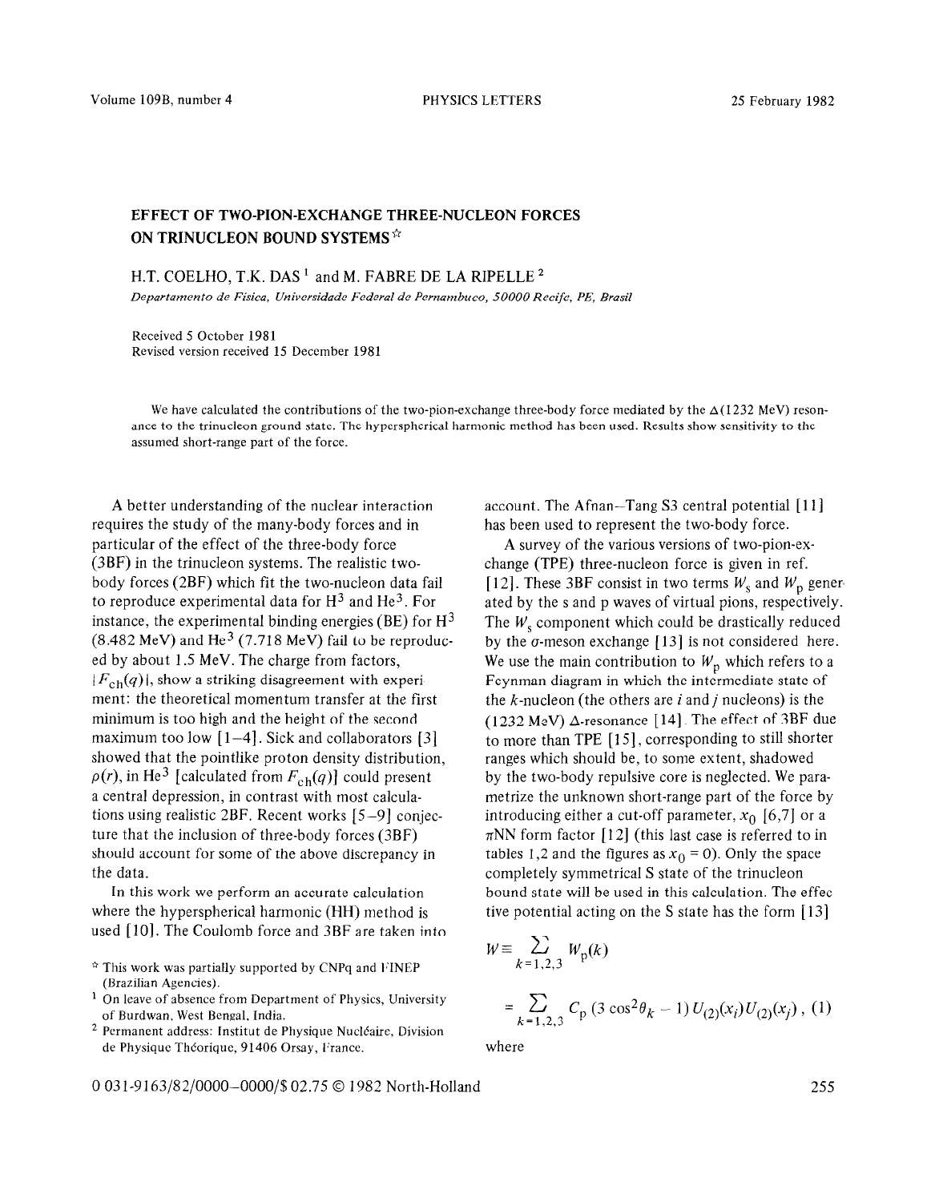# EFFECT OF TWO-PION-EXCHANGE THREE-NUCLEON FORCES ON TRINUCLEON BOUND SYSTEMS ☆

H.T. COELHO, T.K. DAS [1] and M. FABRE DE LA RIPELLE [2]

*Departamento de Fisica, Universidade Federal de Pernambuco, 50000 Recife, PE, Brasil*

Received 5 October 1981
Revised version received 15 December 1981

We have calculated the contributions of the two-pion-exchange three-body force mediated by the $\Delta$(1232 MeV) resonance to the trinucleon ground state. The hyperspherical harmonic method has been used. Results show sensitivity to the assumed short-range part of the force.

A better understanding of the nuclear interaction requires the study of the many-body forces and in particular of the effect of the three-body force (3BF) in the trinucleon systems. The realistic two-body forces (2BF) which fit the two-nucleon data fail to reproduce experimental data for $H^3$ and $He^3$. For instance, the experimental binding energies (BE) for $H^3$ (8.482 MeV) and $He^3$ (7.718 MeV) fail to be reproduced by about 1.5 MeV. The charge from factors, $|F_{ch}(q)|$, show a striking disagreement with experiment: the theoretical momentum transfer at the first minimum is too high and the height of the second maximum too low [1–4]. Sick and collaborators [3] showed that the pointlike proton density distribution, $\rho(r)$, in $He^3$ [calculated from $F_{ch}(q)$] could present a central depression, in contrast with most calculations using realistic 2BF. Recent works [5–9] conjecture that the inclusion of three-body forces (3BF) should account for some of the above discrepancy in the data.

In this work we perform an accurate calculation where the hyperspherical harmonic (HH) method is used [10]. The Coulomb force and 3BF are taken into account. The Afnan–Tang S3 central potential [11] has been used to represent the two-body force.

A survey of the various versions of two-pion-exchange (TPE) three-nucleon force is given in ref. [12]. These 3BF consist in two terms $W_s$ and $W_p$ generated by the s and p waves of virtual pions, respectively. The $W_s$ component which could be drastically reduced by the $\sigma$-meson exchange [13] is not considered here. We use the main contribution to $W_p$ which refers to a Feynman diagram in which the intermediate state of the $k$-nucleon (the others are $i$ and $j$ nucleons) is the (1232 MeV) $\Delta$-resonance [14]. The effect of 3BF due to more than TPE [15], corresponding to still shorter ranges which should be, to some extent, shadowed by the two-body repulsive core is neglected. We parametrize the unknown short-range part of the force by introducing either a cut-off parameter, $x_0$ [6,7] or a $\pi$NN form factor [12] (this last case is referred to in tables 1,2 and the figures as $x_0 = 0$). Only the space completely symmetrical S state of the trinucleon bound state will be used in this calculation. The effective potential acting on the S state has the form [13]

$$W \equiv \sum_{k=1,2,3} W_p(k)$$

$$= \sum_{k=1,2,3} C_p \left(3\cos^2\theta_k - 1\right) U_{(2)}(x_i) U_{(2)}(x_j) \,, \quad (1)$$

where

☆ This work was partially supported by CNPq and FINEP (Brazilian Agencies).

[1] On leave of absence from Department of Physics, University of Burdwan, West Bengal, India.

[2] Permanent address: Institut de Physique Nucléaire, Division de Physique Théorique, 91406 Orsay, France.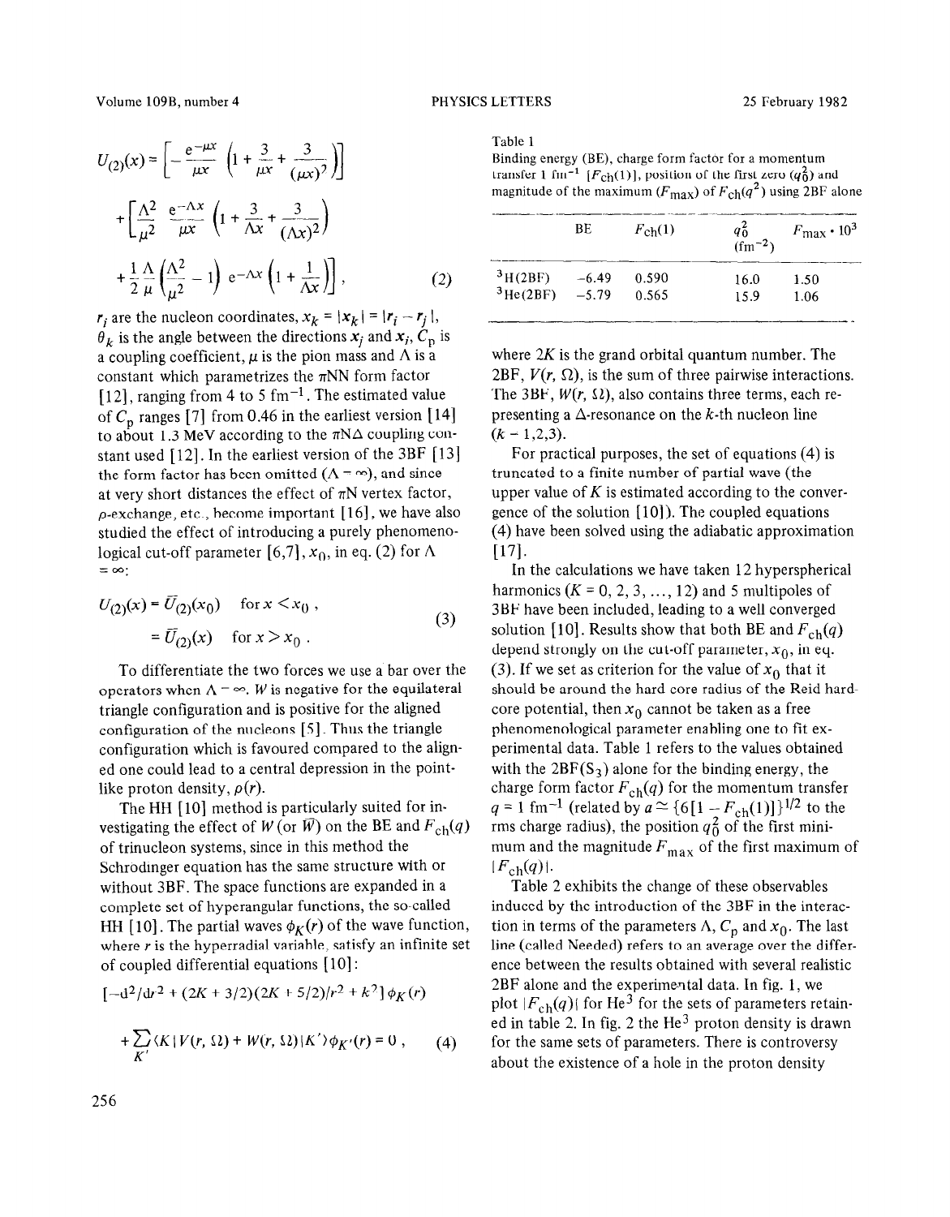$$U_{(2)}(x) = \left[ -\frac{e^{-\mu x}}{\mu x} \left(1 + \frac{3}{\mu x} + \frac{3}{(\mu x)^2}\right)\right] + \left[\frac{\Lambda^2}{\mu^2} \frac{e^{-\Lambda x}}{\mu x} \left(1 + \frac{3}{\Lambda x} + \frac{3}{(\Lambda x)^2}\right) + \frac{1}{2}\frac{\Lambda}{\mu}\left(\frac{\Lambda^2}{\mu^2} - 1\right) e^{-\Lambda x}\left(1 + \frac{1}{\Lambda x}\right)\right], \quad (2)$$

$r_i$ are the nucleon coordinates, $x_k = |x_k| = |r_i - r_j|$, $\theta_k$ is the angle between the directions $x_j$ and $x_i$, $C_p$ is a coupling coefficient, $\mu$ is the pion mass and $\Lambda$ is a constant which parametrizes the $\pi$NN form factor [12], ranging from 4 to 5 fm$^{-1}$. The estimated value of $C_p$ ranges [7] from 0.46 in the earliest version [14] to about 1.3 MeV according to the $\pi$N$\Delta$ coupling constant used [12]. In the earliest version of the 3BF [13] the form factor has been omitted ($\Lambda \to \infty$), and since at very short distances the effect of $\pi$N vertex factor, $\rho$-exchange, etc., become important [16], we have also studied the effect of introducing a purely phenomenological cut-off parameter [6,7], $x_0$, in eq. (2) for $\Lambda = \infty$:

$$\begin{aligned} U_{(2)}(x) &= \bar{U}_{(2)}(x_0) \quad \text{for } x < x_0 \,, \\ &= \bar{U}_{(2)}(x) \quad \text{for } x > x_0 \,. \end{aligned} \quad (3)$$

To differentiate the two forces we use a bar over the operators when $\Lambda \to \infty$. $W$ is negative for the equilateral triangle configuration and is positive for the aligned configuration of the nucleons [5]. Thus the triangle configuration which is favoured compared to the aligned one could lead to a central depression in the pointlike proton density, $\rho(r)$.

The HH [10] method is particularly suited for investigating the effect of $W$ (or $\bar{W}$) on the BE and $F_{\mathrm{ch}}(q)$ of trinucleon systems, since in this method the Schrödinger equation has the same structure with or without 3BF. The space functions are expanded in a complete set of hyperangular functions, the so-called HH [10]. The partial waves $\phi_K(r)$ of the wave function, where $r$ is the hyperradial variable, satisfy an infinite set of coupled differential equations [10]:

$$[-\mathrm{d}^2/\mathrm{d}r^2 + (2K + 3/2)(2K + 5/2)/r^2 + k^2]\,\phi_K(r) + \sum_{K'} \langle K | V(r, \Omega) + W(r, \Omega) | K' \rangle \phi_{K'}(r) = 0 \,, \quad (4)$$

where $2K$ is the grand orbital quantum number. The 2BF, $V(r, \Omega)$, is the sum of three pairwise interactions. The 3BF, $W(r, \Omega)$, also contains three terms, each representing a $\Delta$-resonance on the $k$-th nucleon line ($k = 1,2,3$).

For practical purposes, the set of equations (4) is truncated to a finite number of partial wave (the upper value of $K$ is estimated according to the convergence of the solution [10]). The coupled equations (4) have been solved using the adiabatic approximation [17].

In the calculations we have taken 12 hyperspherical harmonics ($K = 0, 2, 3, \ldots, 12$) and 5 multipoles of 3BF have been included, leading to a well converged solution [10]. Results show that both BE and $F_{\mathrm{ch}}(q)$ depend strongly on the cut-off parameter, $x_0$, in eq. (3). If we set as criterion for the value of $x_0$ that it should be around the hard core radius of the Reid hard-core potential, then $x_0$ cannot be taken as a free phenomenological parameter enabling one to fit experimental data. Table 1 refers to the values obtained with the 2BF($S_3$) alone for the binding energy, the charge form factor $F_{\mathrm{ch}}(q)$ for the momentum transfer $q = 1$ fm$^{-1}$ (related by $a \simeq \{6[1 - F_{\mathrm{ch}}(1)]\}^{1/2}$ to the rms charge radius), the position $q_0^2$ of the first minimum and the magnitude $F_{\max}$ of the first maximum of $|F_{\mathrm{ch}}(q)|$.

Table 1
Binding energy (BE), charge form factor for a momentum transfer 1 fm$^{-1}$ [$F_{\mathrm{ch}}(1)$], position of the first zero ($q_0^2$) and magnitude of the maximum ($F_{\max}$) of $F_{\mathrm{ch}}(q^2)$ using 2BF alone

| | BE | $F_{\mathrm{ch}}(1)$ | $q_0^2$ (fm$^{-2}$) | $F_{\max} \cdot 10^3$ |
|---|---|---|---|---|
| $^3$H(2BF) | −6.49 | 0.590 | 16.0 | 1.50 |
| $^3$He(2BF) | −5.79 | 0.565 | 15.9 | 1.06 |

Table 2 exhibits the change of these observables induced by the introduction of the 3BF in the interaction in terms of the parameters $\Lambda$, $C_p$ and $x_0$. The last line (called Needed) refers to an average over the difference between the results obtained with several realistic 2BF alone and the experimental data. In fig. 1, we plot $|F_{\mathrm{ch}}(q)|$ for He$^3$ for the sets of parameters retained in table 2. In fig. 2 the He$^3$ proton density is drawn for the same sets of parameters. There is controversy about the existence of a hole in the proton density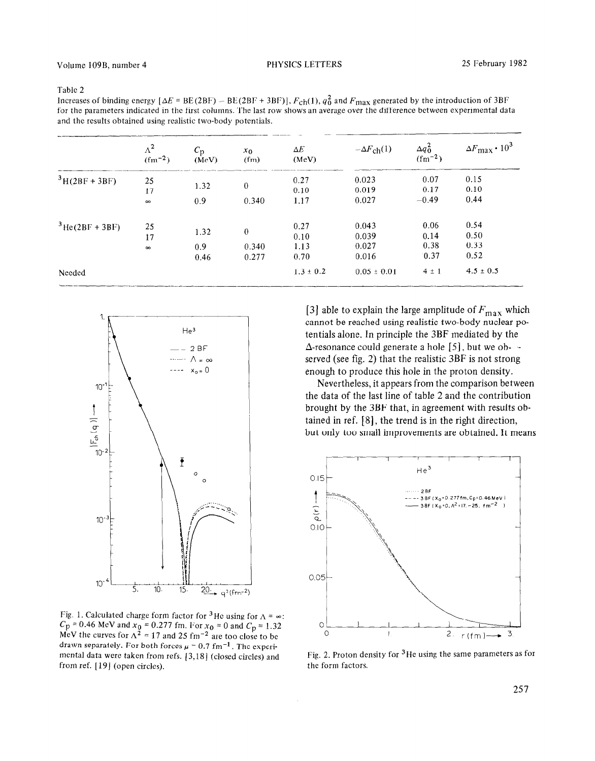Table 2

Increases of binding energy [$\Delta E$ = BE(2BF) − BE(2BF + 3BF)], $F_{ch}(1)$, $q_0^2$ and $F_{max}$ generated by the introduction of 3BF for the parameters indicated in the first columns. The last row shows an average over the difference between experimental data and the results obtained using realistic two-body potentials.

| | $\Lambda^2$ ($fm^{-2}$) | $C_p$ (MeV) | $x_0$ (fm) | $\Delta E$ (MeV) | $-\Delta F_{ch}(1)$ | $\Delta q_0^2$ ($fm^{-2}$) | $\Delta F_{max} \cdot 10^3$ |
|---|---|---|---|---|---|---|---|
| $^3$H(2BF + 3BF) | 25 | 1.32 | 0 | 0.27 | 0.023 | 0.07 | 0.15 |
| | 17 | | | 0.10 | 0.019 | 0.17 | 0.10 |
| | ∞ | 0.9 | 0.340 | 1.17 | 0.027 | −0.49 | 0.44 |
| $^3$He(2BF + 3BF) | 25 | 1.32 | 0 | 0.27 | 0.043 | 0.06 | 0.54 |
| | 17 | | | 0.10 | 0.039 | 0.14 | 0.50 |
| | ∞ | 0.9 | 0.340 | 1.13 | 0.027 | 0.38 | 0.33 |
| | | 0.46 | 0.277 | 0.70 | 0.016 | 0.37 | 0.52 |
| Needed | | | | 1.3 ± 0.2 | 0.05 ± 0.01 | 4 ± 1 | 4.5 ± 0.5 |

He$^3$

2 BF

Λ = ∞

$x_0$ = 0

$|F_{ch}(q)|$

$q^2$ ($fm^{-2}$)

Fig. 1. Calculated charge form factor for $^3$He using for $\Lambda = \infty$: $C_p$ = 0.46 MeV and $x_0$ = 0.277 fm. For $x_0$ = 0 and $C_p$ = 1.32 MeV the curves for $\Lambda^2$ = 17 and 25 $fm^{-2}$ are too close to be drawn separately. For both forces $\mu$ ~ 0.7 $fm^{-1}$. The experimental data were taken from refs. [3,18] (closed circles) and from ref. [19] (open circles).

[3] able to explain the large amplitude of $F_{max}$ which cannot be reached using realistic two-body nuclear potentials alone. In principle the 3BF mediated by the Δ-resonance could generate a hole [5], but we observed (see fig. 2) that the realistic 3BF is not strong enough to produce this hole in the proton density.

Nevertheless, it appears from the comparison between the data of the last line of table 2 and the contribution brought by the 3BF that, in agreement with results obtained in ref. [8], the trend is in the right direction, but only too small improvements are obtained. It means

He$^3$

2BF

3BF ($x_0$=0.277fm, $C_p$=0.46MeV)

3BF ($x_0$=0, $\Lambda^2$=17.−25. $fm^{-2}$)

$\rho(r)$

r (fm)

Fig. 2. Proton density for $^3$He using the same parameters as for the form factors.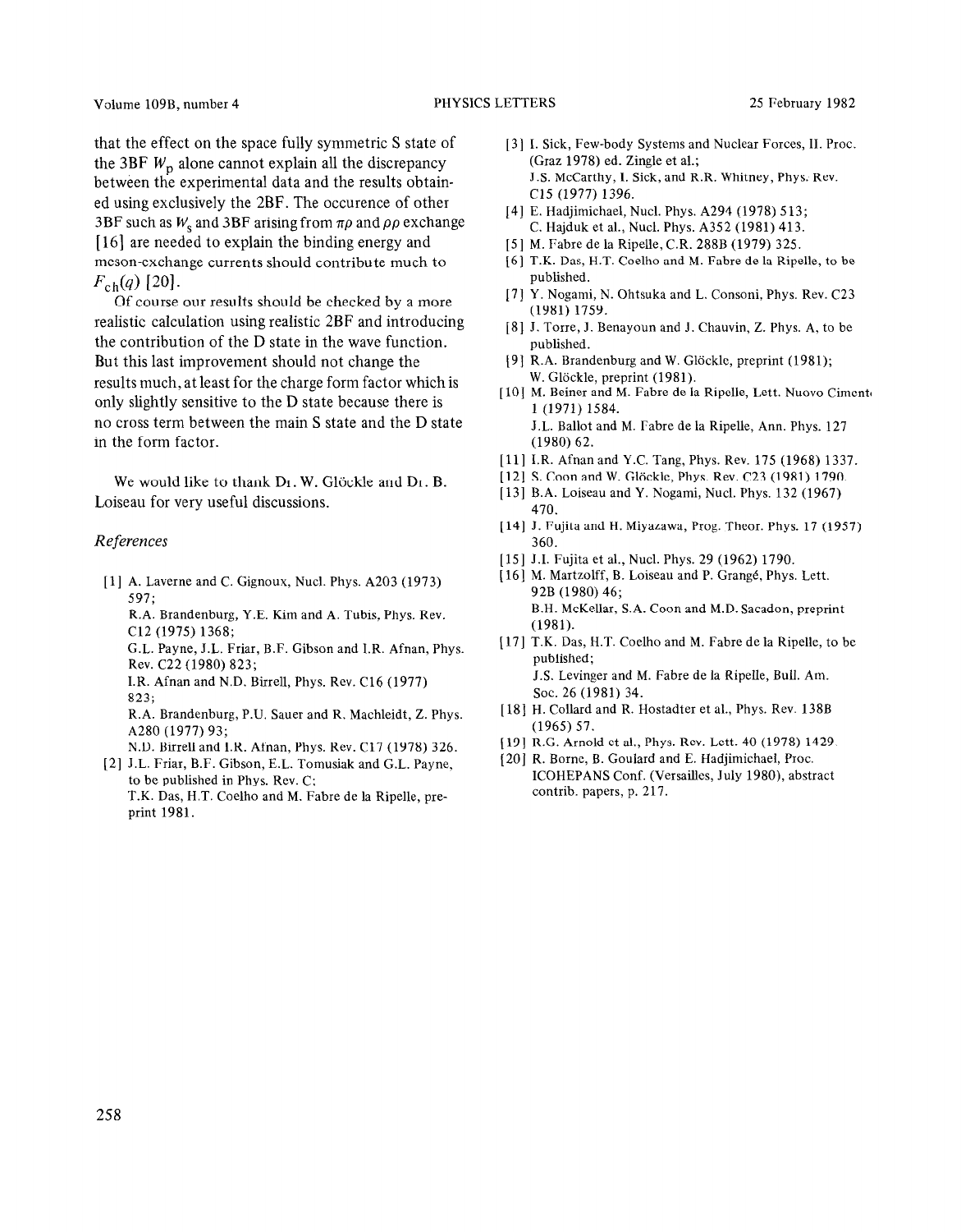that the effect on the space fully symmetric S state of the 3BF $W_p$ alone cannot explain all the discrepancy between the experimental data and the results obtained using exclusively the 2BF. The occurence of other 3BF such as $W_s$ and 3BF arising from $\pi\rho$ and $\rho\rho$ exchange [16] are needed to explain the binding energy and meson-exchange currents should contribute much to $F_{ch}(q)$ [20].

Of course our results should be checked by a more realistic calculation using realistic 2BF and introducing the contribution of the D state in the wave function. But this last improvement should not change the results much, at least for the charge form factor which is only slightly sensitive to the D state because there is no cross term between the main S state and the D state in the form factor.

We would like to thank Dr. W. Glöckle and Dr. B. Loiseau for very useful discussions.

## *References*

[1] A. Laverne and C. Gignoux, Nucl. Phys. A203 (1973) 597;
R.A. Brandenburg, Y.E. Kim and A. Tubis, Phys. Rev. C12 (1975) 1368;
G.L. Payne, J.L. Friar, B.F. Gibson and I.R. Afnan, Phys. Rev. C22 (1980) 823;
I.R. Afnan and N.D. Birrell, Phys. Rev. C16 (1977) 823;
R.A. Brandenburg, P.U. Sauer and R. Machleidt, Z. Phys. A280 (1977) 93;
N.D. Birrell and I.R. Afnan, Phys. Rev. C17 (1978) 326.

[2] J.L. Friar, B.F. Gibson, E.L. Tomusiak and G.L. Payne, to be published in Phys. Rev. C;
T.K. Das, H.T. Coelho and M. Fabre de la Ripelle, preprint 1981.

[3] I. Sick, Few-body Systems and Nuclear Forces, II. Proc. (Graz 1978) ed. Zingle et al.;
J.S. McCarthy, I. Sick, and R.R. Whitney, Phys. Rev. C15 (1977) 1396.

[4] E. Hadjimichael, Nucl. Phys. A294 (1978) 513;
C. Hajduk et al., Nucl. Phys. A352 (1981) 413.

[5] M. Fabre de la Ripelle, C.R. 288B (1979) 325.

[6] T.K. Das, H.T. Coelho and M. Fabre de la Ripelle, to be published.

[7] Y. Nogami, N. Ohtsuka and L. Consoni, Phys. Rev. C23 (1981) 1759.

[8] J. Torre, J. Benayoun and J. Chauvin, Z. Phys. A, to be published.

[9] R.A. Brandenburg and W. Glöckle, preprint (1981);
W. Glöckle, preprint (1981).

[10] M. Beiner and M. Fabre de la Ripelle, Lett. Nuovo Cimento 1 (1971) 1584.
J.L. Ballot and M. Fabre de la Ripelle, Ann. Phys. 127 (1980) 62.

[11] I.R. Afnan and Y.C. Tang, Phys. Rev. 175 (1968) 1337.

[12] S. Coon and W. Glöckle, Phys. Rev. C23 (1981) 1790.

[13] B.A. Loiseau and Y. Nogami, Nucl. Phys. 132 (1967) 470.

[14] J. Fujita and H. Miyazawa, Prog. Theor. Phys. 17 (1957) 360.

[15] J.I. Fujita et al., Nucl. Phys. 29 (1962) 1790.

[16] M. Martzolff, B. Loiseau and P. Grangé, Phys. Lett. 92B (1980) 46;
B.H. McKellar, S.A. Coon and M.D. Sacadon, preprint (1981).

[17] T.K. Das, H.T. Coelho and M. Fabre de la Ripelle, to be published;
J.S. Levinger and M. Fabre de la Ripelle, Bull. Am. Soc. 26 (1981) 34.

[18] H. Collard and R. Hostadter et al., Phys. Rev. 138B (1965) 57.

[19] R.G. Arnold et al., Phys. Rev. Lett. 40 (1978) 1429.

[20] R. Borne, B. Goulard and E. Hadjimichael, Proc. ICOHEPANS Conf. (Versailles, July 1980), abstract contrib. papers, p. 217.